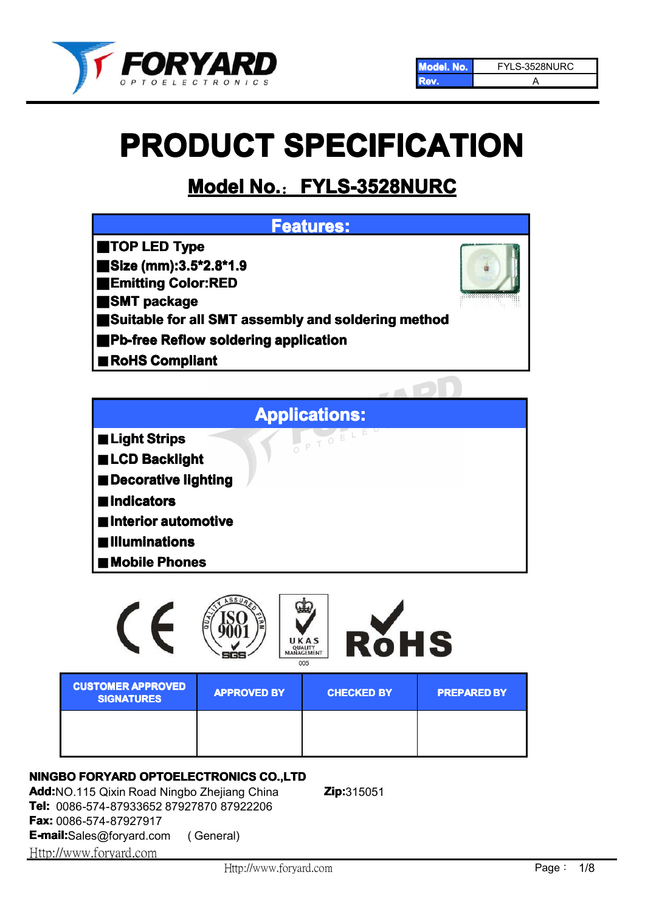| Model. No. | FYLS-3528NURC |
| --- | --- |
| Rev. | A |

# PRODUCT SPECIFICATION

## Model No.：FYLS-3528NURC

| Features: |
| --- |
| ■TOP LED Type |
| ■Size (mm):3.5*2.8*1.9 |
| ■Emitting Color:RED |
| ■SMT package |
| ■Suitable for all SMT assembly and soldering method |
| ■Pb-free Reflow soldering application |
| ■RoHS Compliant |

| Applications: |
| --- |
| ■Light Strips |
| ■LCD Backlight |
| ■Decorative lighting |
| ■Indicators |
| ■Interior automotive |
| ■Illuminations |
| ■Mobile Phones |

| CUSTOMER APPROVED SIGNATURES | APPROVED BY | CHECKED BY | PREPARED BY |
| --- | --- | --- | --- |
| | | | |

**NINGBO FORYARD OPTOELECTRONICS CO.,LTD**
**Add:**NO.115 Qixin Road Ningbo Zhejiang China **Zip:**315051
**Tel:** 0086-574-87933652 87927870 87922206
**Fax:** 0086-574-87927917
**E-mail:**Sales@foryard.com ( General)
Http://www.foryard.com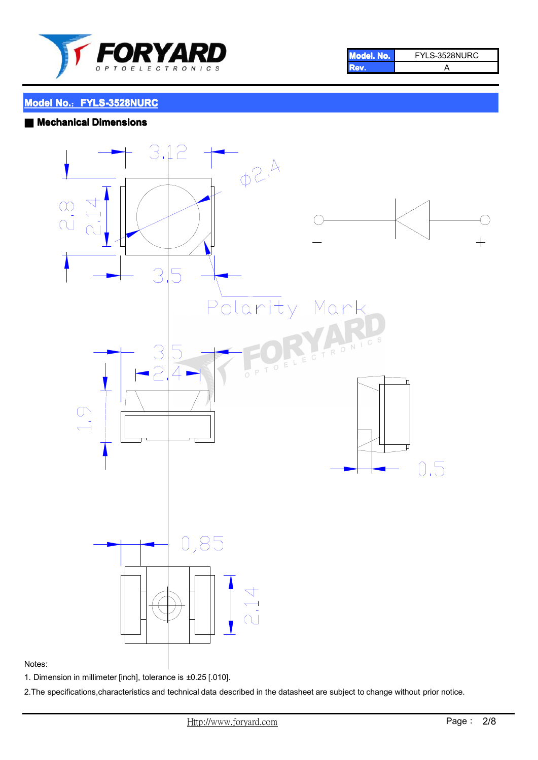| Model. No. | FYLS-3528NURC |
| --- | --- |
| Rev. | A |

## Model No.: FYLS-3528NURC

### ■ Mechanical Dimensions

3.12

φ2.4

2.8

2.14

3.5

Polarity Mark

–

+

3.5

2.4

1.9

0.5

0.85

2.14

Notes:

1. Dimension in millimeter [inch], tolerance is ±0.25 [.010].

2.The specifications,characteristics and technical data described in the datasheet are subject to change without prior notice.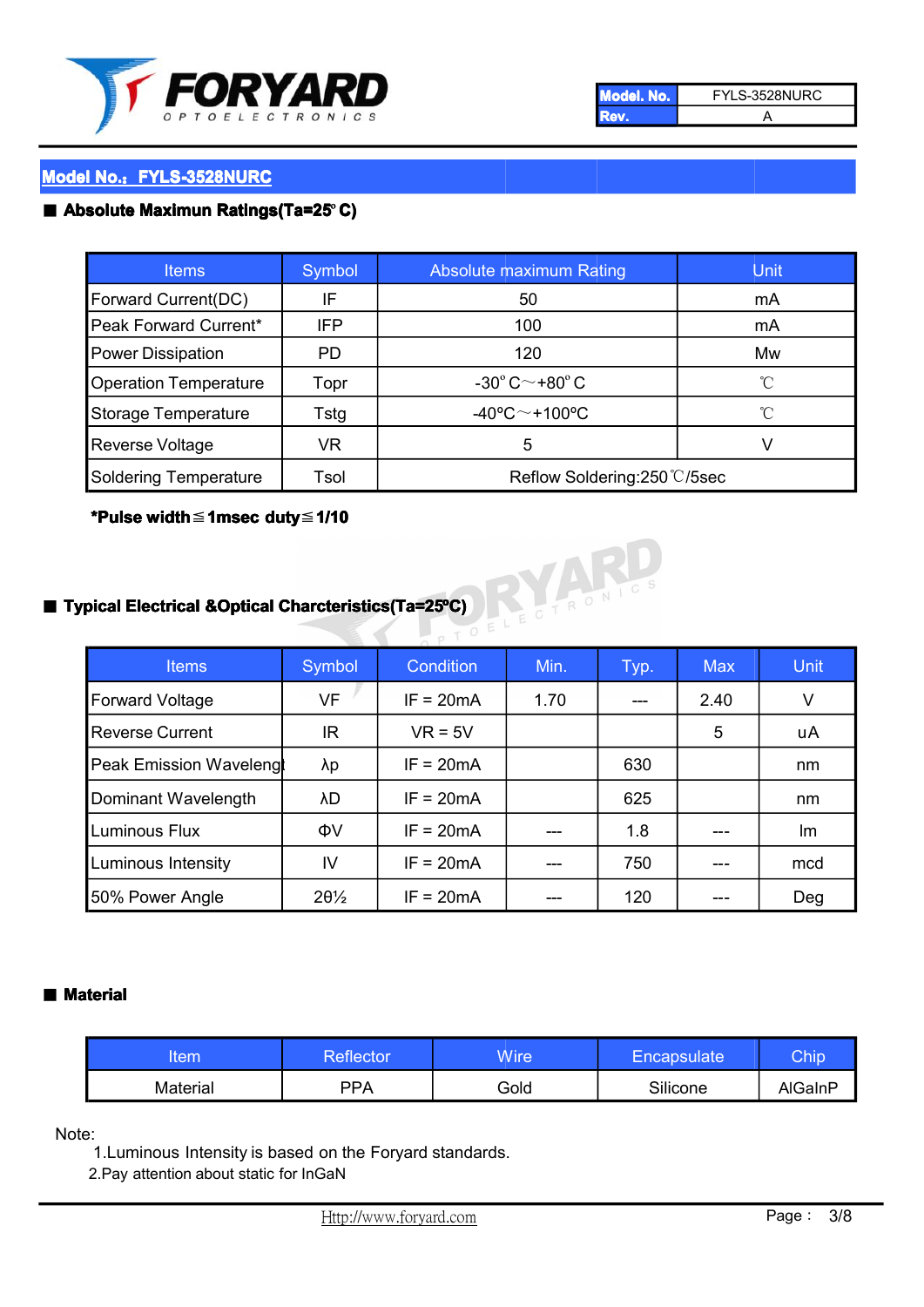| Model. No. | FYLS-3528NURC |
|---|---|
| Rev. | A |

## Model No.: FYLS-3528NURC

### ■ Absolute Maximun Ratings(Ta=25° C)

| Items | Symbol | Absolute maximum Rating | Unit |
|---|---|---|---|
| Forward Current(DC) | IF | 50 | mA |
| Peak Forward Current* | IFP | 100 | mA |
| Power Dissipation | PD | 120 | Mw |
| Operation Temperature | Topr | -30° C～+80° C | ℃ |
| Storage Temperature | Tstg | -40ºC～+100ºC | ℃ |
| Reverse Voltage | VR | 5 | V |
| Soldering Temperature | Tsol | Reflow Soldering:250℃/5sec | |

**\*Pulse width≦1msec duty≦1/10**

### ■ Typical Electrical &Optical Charcteristics(Ta=25ºC)

| Items | Symbol | Condition | Min. | Typ. | Max | Unit |
|---|---|---|---|---|---|---|
| Forward Voltage | VF | IF = 20mA | 1.70 | --- | 2.40 | V |
| Reverse Current | IR | VR = 5V | | | 5 | uA |
| Peak Emission Wavelengt | λp | IF = 20mA | | 630 | | nm |
| Dominant Wavelength | λD | IF = 20mA | | 625 | | nm |
| Luminous Flux | ΦV | IF = 20mA | --- | 1.8 | --- | lm |
| Luminous Intensity | IV | IF = 20mA | --- | 750 | --- | mcd |
| 50% Power Angle | 2θ½ | IF = 20mA | --- | 120 | --- | Deg |

### ■ Material

| Item | Reflector | Wire | Encapsulate | Chip |
|---|---|---|---|---|
| Material | PPA | Gold | Silicone | AlGaInP |

Note:
1.Luminous Intensity is based on the Foryard standards.
2.Pay attention about static for InGaN

Http://www.foryard.com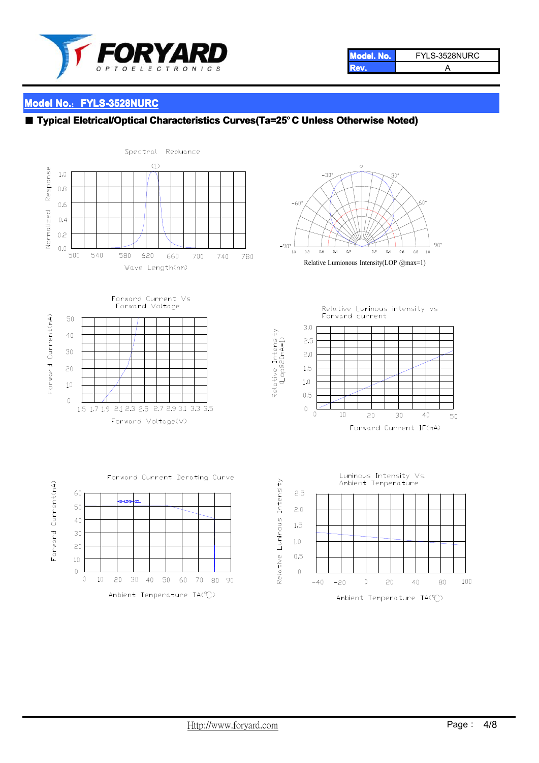| Model. No. | FYLS-3528NURC |
|---|---|
| Rev. | A |

## Model No.: FYLS-3528NURC

■ **Typical Eletrical/Optical Characteristics Curves(Ta=25°C Unless Otherwise Noted)**

Spectral Reduance

Relative Lumionous Intensity(LOP @max=1)

Forward Current Vs Forward Voltage

Relative Luminous intensity vs Forward current

Forward Current Derating Curve

Luminous Intensity Vs. Ambient Temperature

Http://www.foryard.com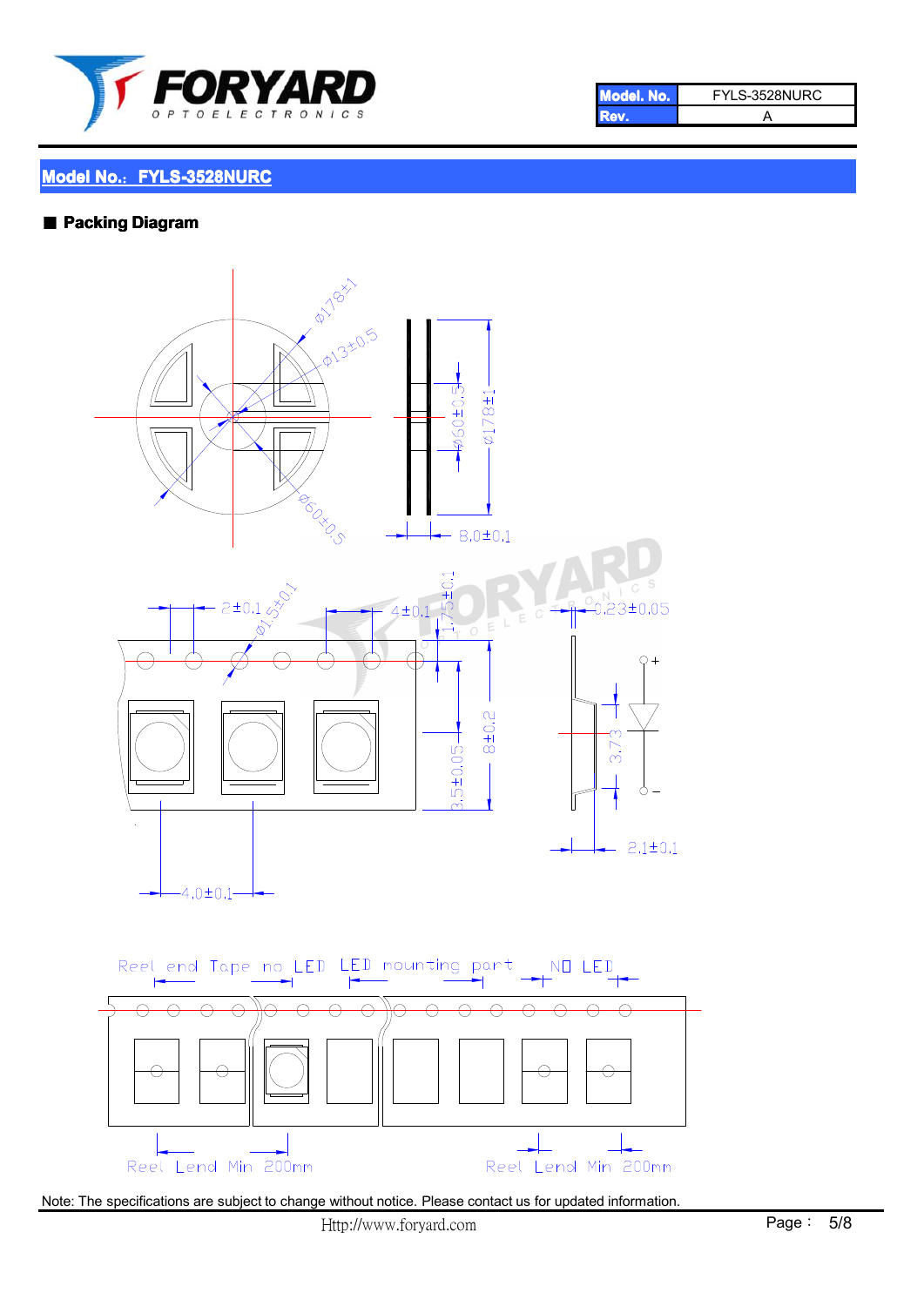## Model No.: FYLS-3528NURC

■ **Packing Diagram**

φ178±1

φ13±0.5

φ60±0.5

φ60±0.5

φ178±1

8.0±0.1

2±0.1

φ1.5±0.1

4±0.1

1.75±0.1

0.23±0.05

3.5±0.05

8±0.2

3.73

2.1±0.1

4.0±0.1

Reel end Tape no LED    LED mounting part    NO LED

Reel Lend Min 200mm    Reel Lend Min 200mm

Note: The specifications are subject to change without notice. Please contact us for updated information.

Http://www.foryard.com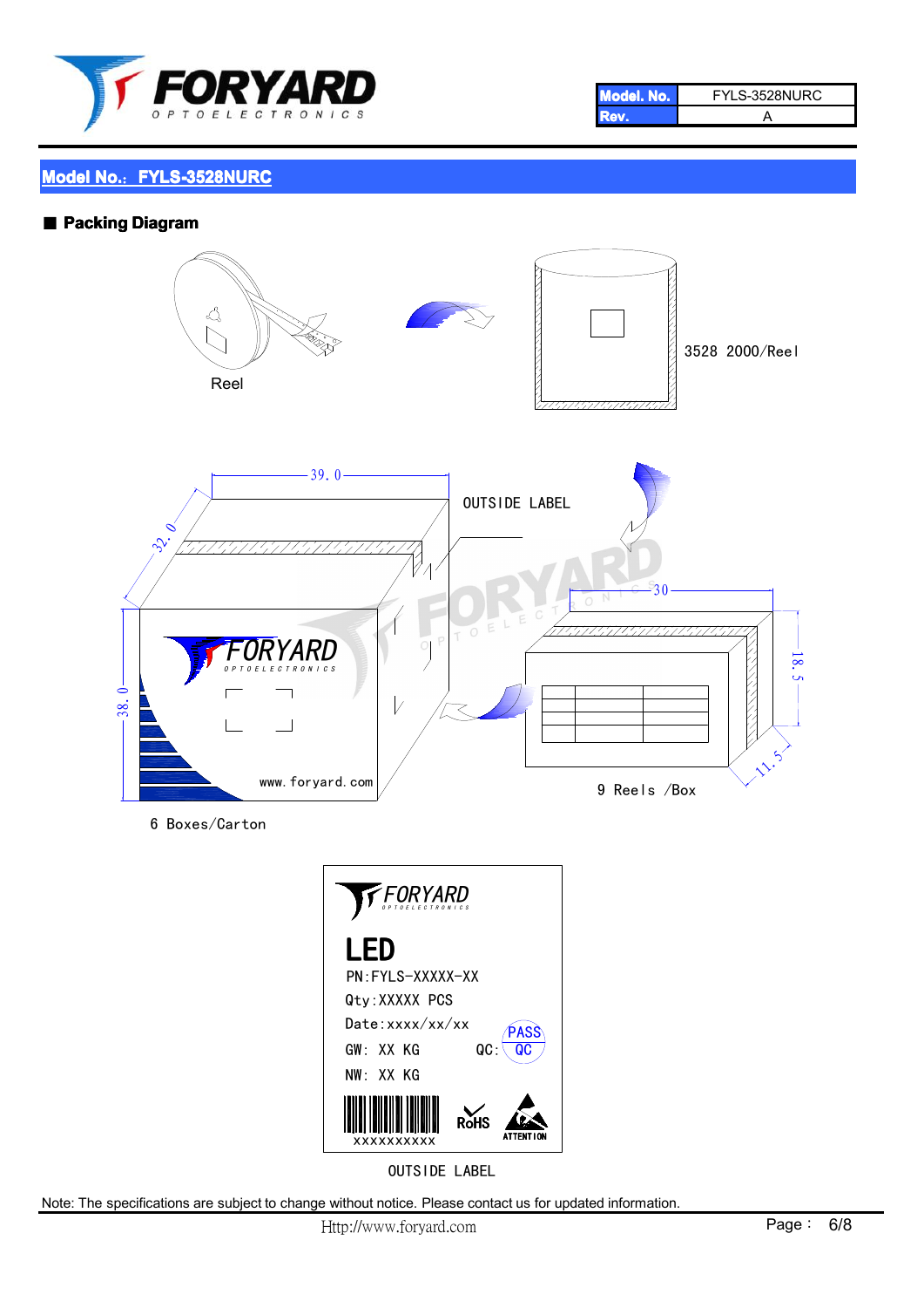## Model No.: FYLS-3528NURC

### ■ Packing Diagram

Reel

3528 2000/Reel

39.0

32.0

38.0

OUTSIDE LABEL

30

18.5

11.5

www.foryard.com

9 Reels /Box

6 Boxes/Carton

LED

PN:FYLS-XXXXX-XX

Qty:XXXXX PCS

Date:xxxx/xx/xx

GW: XX KG QC: PASS QC

NW: XX KG

XXXXXXXXXX

RoHS

ATTENTION

OUTSIDE LABEL

Note: The specifications are subject to change without notice. Please contact us for updated information.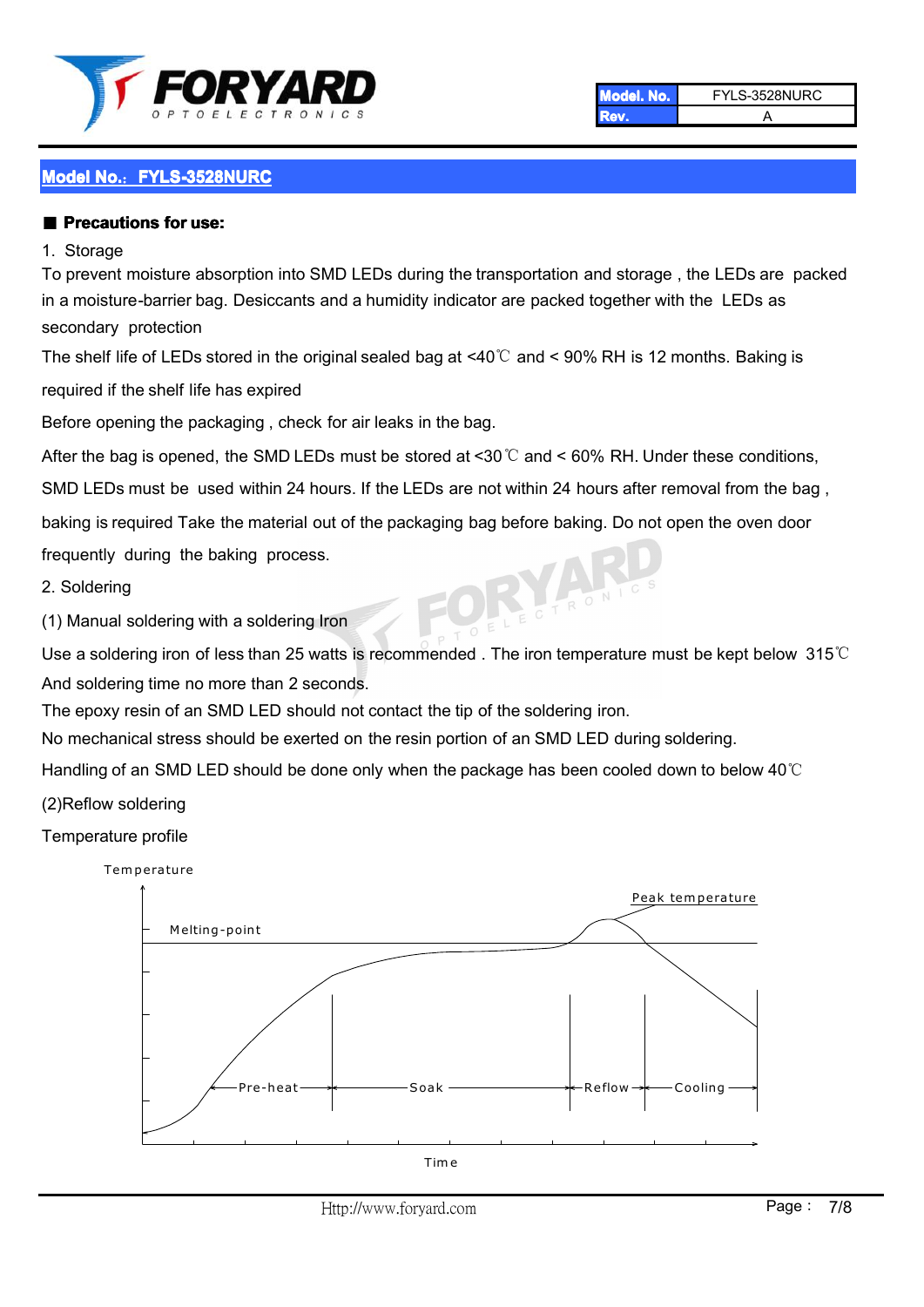| Model. No. | FYLS-3528NURC |
| --- | --- |
| Rev. | A |

## Model No.: FYLS-3528NURC

### ■ Precautions for use:

1. Storage

To prevent moisture absorption into SMD LEDs during the transportation and storage , the LEDs are packed in a moisture-barrier bag. Desiccants and a humidity indicator are packed together with the LEDs as secondary protection

The shelf life of LEDs stored in the original sealed bag at <40℃ and < 90% RH is 12 months. Baking is required if the shelf life has expired

Before opening the packaging , check for air leaks in the bag.

After the bag is opened, the SMD LEDs must be stored at <30℃ and < 60% RH. Under these conditions, SMD LEDs must be used within 24 hours. If the LEDs are not within 24 hours after removal from the bag , baking is required Take the material out of the packaging bag before baking. Do not open the oven door frequently during the baking process.

2. Soldering

(1) Manual soldering with a soldering Iron

Use a soldering iron of less than 25 watts is recommended . The iron temperature must be kept below 315℃ And soldering time no more than 2 seconds.

The epoxy resin of an SMD LED should not contact the tip of the soldering iron.

No mechanical stress should be exerted on the resin portion of an SMD LED during soldering.

Handling of an SMD LED should be done only when the package has been cooled down to below 40℃

(2)Reflow soldering

Temperature profile

Temperature

Peak temperature

Melting-point

Pre-heat | Soak | Reflow | Cooling

Time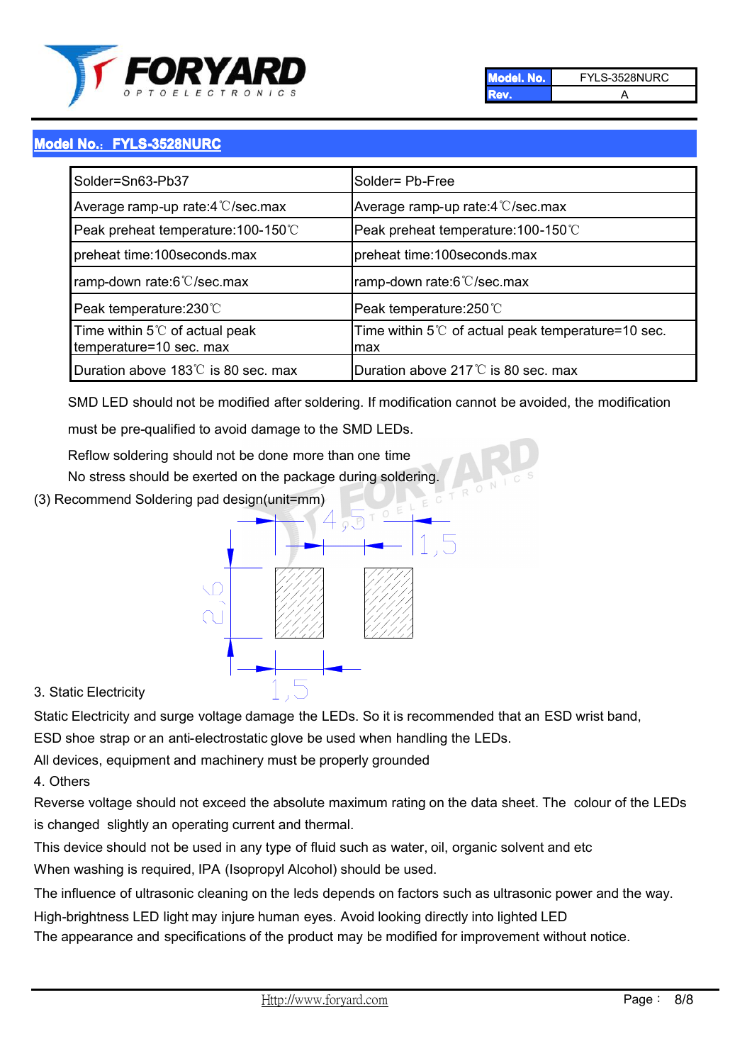## Model No.: FYLS-3528NURC

| | |
|---|---|
| Solder=Sn63-Pb37 | Solder= Pb-Free |
| Average ramp-up rate:4℃/sec.max | Average ramp-up rate:4℃/sec.max |
| Peak preheat temperature:100-150℃ | Peak preheat temperature:100-150℃ |
| preheat time:100seconds.max | preheat time:100seconds.max |
| ramp-down rate:6℃/sec.max | ramp-down rate:6℃/sec.max |
| Peak temperature:230℃ | Peak temperature:250℃ |
| Time within 5℃ of actual peak temperature=10 sec. max | Time within 5℃ of actual peak temperature=10 sec. max |
| Duration above 183℃ is 80 sec. max | Duration above 217℃ is 80 sec. max |

SMD LED should not be modified after soldering. If modification cannot be avoided, the modification must be pre-qualified to avoid damage to the SMD LEDs.

Reflow soldering should not be done more than one time

No stress should be exerted on the package during soldering.

(3) Recommend Soldering pad design(unit=mm)

4,5

1,5

2,6

1,5

3. Static Electricity

Static Electricity and surge voltage damage the LEDs. So it is recommended that an ESD wrist band, ESD shoe strap or an anti-electrostatic glove be used when handling the LEDs.

All devices, equipment and machinery must be properly grounded

4. Others

Reverse voltage should not exceed the absolute maximum rating on the data sheet. The colour of the LEDs is changed slightly an operating current and thermal.

This device should not be used in any type of fluid such as water, oil, organic solvent and etc

When washing is required, IPA (Isopropyl Alcohol) should be used.

The influence of ultrasonic cleaning on the leds depends on factors such as ultrasonic power and the way.

High-brightness LED light may injure human eyes. Avoid looking directly into lighted LED

The appearance and specifications of the product may be modified for improvement without notice.